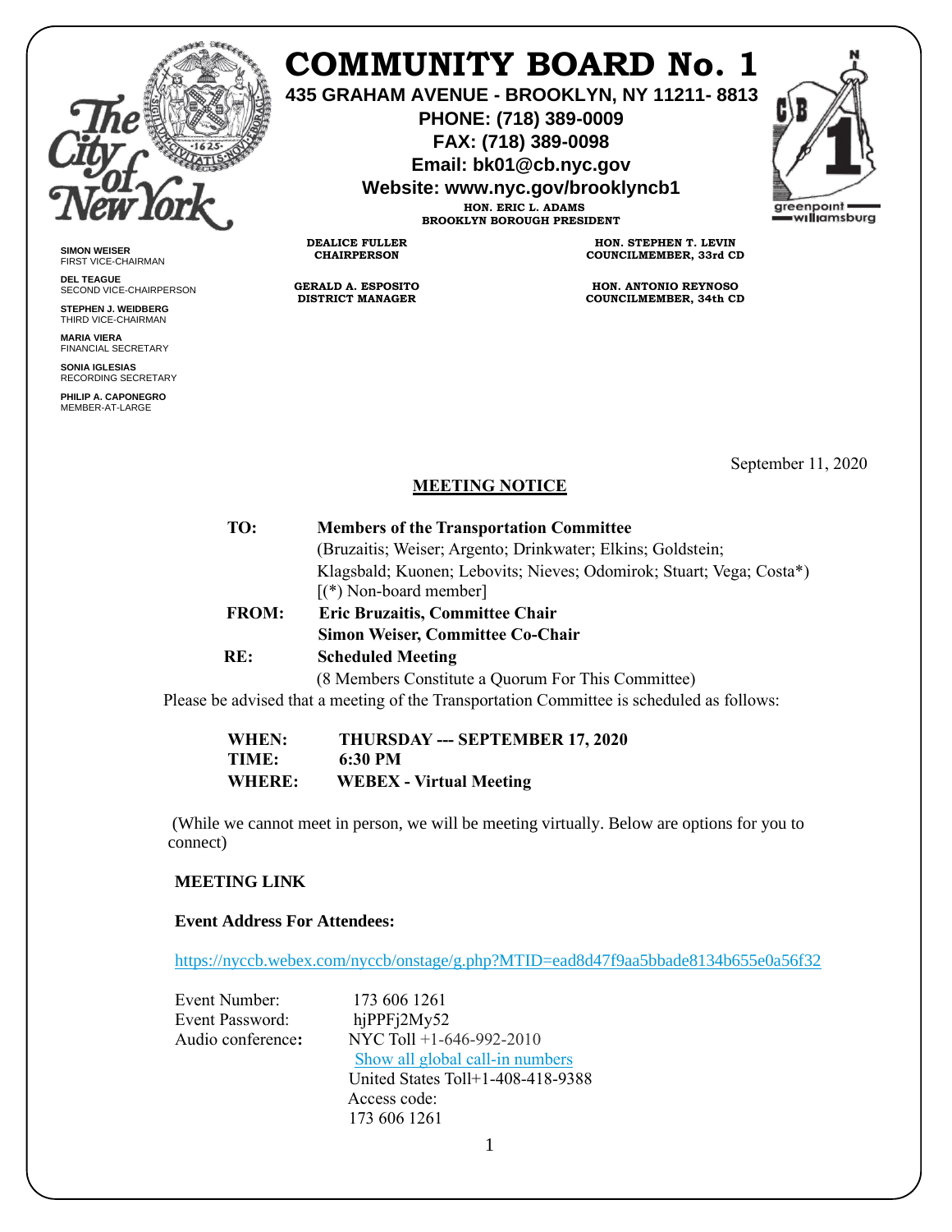# COMMUNITY BOARD No. 1

**435 GRAHAM AVENUE - BROOKLYN, NY 11211- 8813**
**PHONE: (718) 389-0009**
**FAX: (718) 389-0098**
**Email: bk01@cb.nyc.gov**
**Website: www.nyc.gov/brooklyncb1**

**HON. ERIC L. ADAMS**
**BROOKLYN BOROUGH PRESIDENT**

**DEALICE FULLER**
**CHAIRPERSON**

**GERALD A. ESPOSITO**
**DISTRICT MANAGER**

**HON. STEPHEN T. LEVIN**
**COUNCILMEMBER, 33rd CD**

**HON. ANTONIO REYNOSO**
**COUNCILMEMBER, 34th CD**

**SIMON WEISER**
FIRST VICE-CHAIRMAN

**DEL TEAGUE**
SECOND VICE-CHAIRPERSON

**STEPHEN J. WEIDBERG**
THIRD VICE-CHAIRMAN

**MARIA VIERA**
FINANCIAL SECRETARY

**SONIA IGLESIAS**
RECORDING SECRETARY

**PHILIP A. CAPONEGRO**
MEMBER-AT-LARGE

September 11, 2020

## MEETING NOTICE

**TO:** **Members of the Transportation Committee**
(Bruzaitis; Weiser; Argento; Drinkwater; Elkins; Goldstein; Klagsbald; Kuonen; Lebovits; Nieves; Odomirok; Stuart; Vega; Costa*)
[(*) Non-board member]

**FROM:** **Eric Bruzaitis, Committee Chair**
**Simon Weiser, Committee Co-Chair**

**RE:** **Scheduled Meeting**
(8 Members Constitute a Quorum For This Committee)

Please be advised that a meeting of the Transportation Committee is scheduled as follows:

**WHEN:** **THURSDAY --- SEPTEMBER 17, 2020**
**TIME:** **6:30 PM**
**WHERE:** **WEBEX - Virtual Meeting**

(While we cannot meet in person, we will be meeting virtually. Below are options for you to connect)

**MEETING LINK**

**Event Address For Attendees:**

https://nyccb.webex.com/nyccb/onstage/g.php?MTID=ead8d47f9aa5bbade8134b655e0a56f32

Event Number: 173 606 1261
Event Password: hjPPFj2My52
Audio conference**:** NYC Toll +1-646-992-2010
Show all global call-in numbers
United States Toll+1-408-418-9388
Access code:
173 606 1261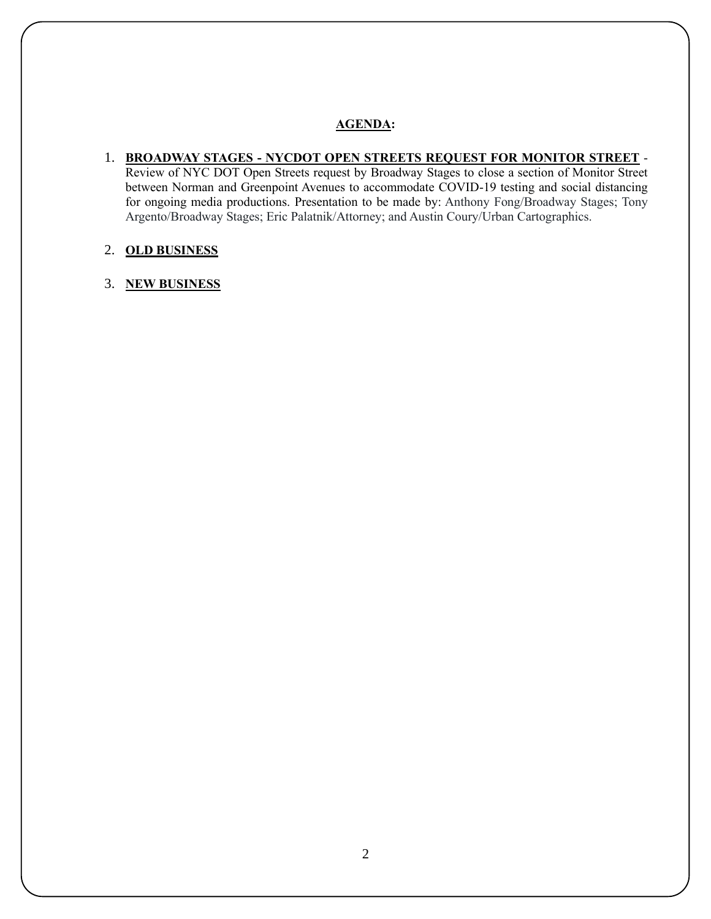## **AGENDA:**

1. **BROADWAY STAGES - NYCDOT OPEN STREETS REQUEST FOR MONITOR STREET** - Review of NYC DOT Open Streets request by Broadway Stages to close a section of Monitor Street between Norman and Greenpoint Avenues to accommodate COVID-19 testing and social distancing for ongoing media productions. Presentation to be made by: Anthony Fong/Broadway Stages; Tony Argento/Broadway Stages; Eric Palatnik/Attorney; and Austin Coury/Urban Cartographics.

2. **OLD BUSINESS**

3. **NEW BUSINESS**